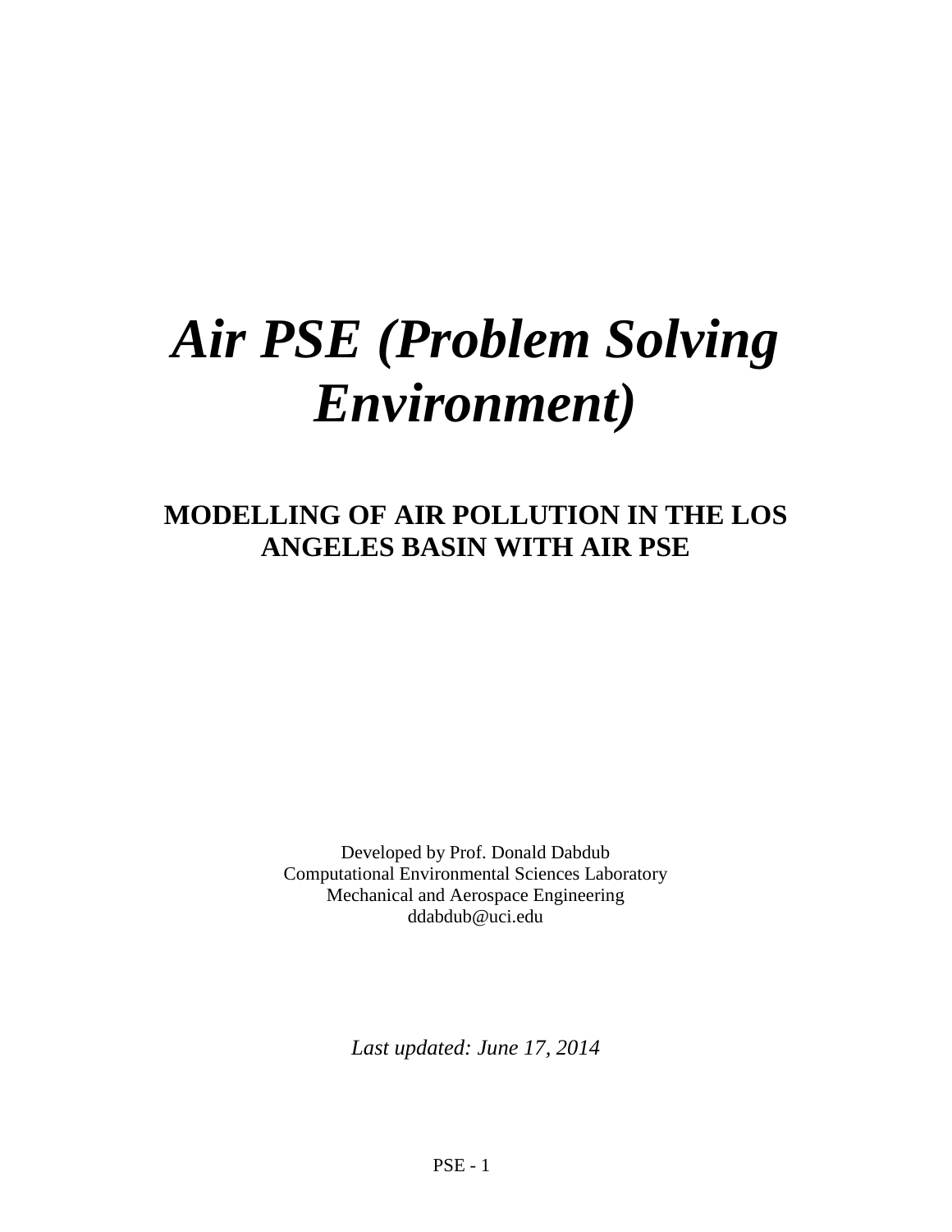# *Air PSE (Problem Solving Environment)*

## MODELLING OF AIR POLLUTION IN THE LOS ANGELES BASIN WITH AIR PSE

Developed by Prof. Donald Dabdub
Computational Environmental Sciences Laboratory
Mechanical and Aerospace Engineering
ddabdub@uci.edu

*Last updated: June 17, 2014*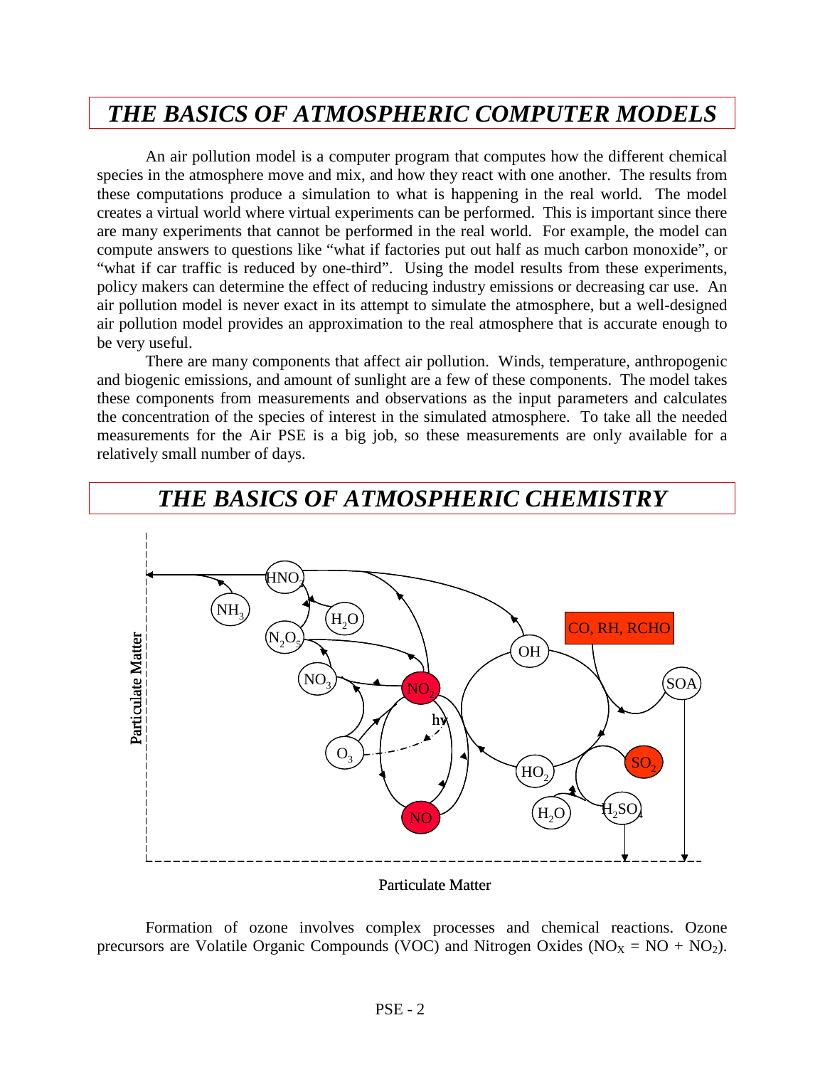# THE BASICS OF ATMOSPHERIC COMPUTER MODELS

An air pollution model is a computer program that computes how the different chemical species in the atmosphere move and mix, and how they react with one another. The results from these computations produce a simulation to what is happening in the real world. The model creates a virtual world where virtual experiments can be performed. This is important since there are many experiments that cannot be performed in the real world. For example, the model can compute answers to questions like "what if factories put out half as much carbon monoxide", or "what if car traffic is reduced by one-third". Using the model results from these experiments, policy makers can determine the effect of reducing industry emissions or decreasing car use. An air pollution model is never exact in its attempt to simulate the atmosphere, but a well-designed air pollution model provides an approximation to the real atmosphere that is accurate enough to be very useful.

There are many components that affect air pollution. Winds, temperature, anthropogenic and biogenic emissions, and amount of sunlight are a few of these components. The model takes these components from measurements and observations as the input parameters and calculates the concentration of the species of interest in the simulated atmosphere. To take all the needed measurements for the Air PSE is a big job, so these measurements are only available for a relatively small number of days.

# THE BASICS OF ATMOSPHERIC CHEMISTRY

Particulate Matter

Formation of ozone involves complex processes and chemical reactions. Ozone precursors are Volatile Organic Compounds (VOC) and Nitrogen Oxides ($NO_X = NO + NO_2$).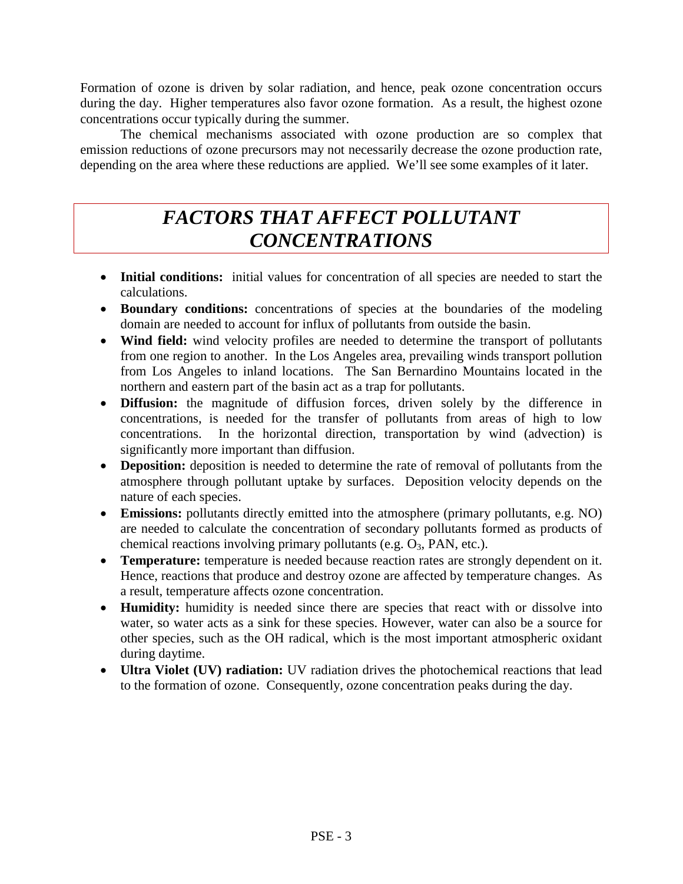Formation of ozone is driven by solar radiation, and hence, peak ozone concentration occurs during the day. Higher temperatures also favor ozone formation. As a result, the highest ozone concentrations occur typically during the summer.

The chemical mechanisms associated with ozone production are so complex that emission reductions of ozone precursors may not necessarily decrease the ozone production rate, depending on the area where these reductions are applied. We'll see some examples of it later.

# *FACTORS THAT AFFECT POLLUTANT CONCENTRATIONS*

- **Initial conditions:** initial values for concentration of all species are needed to start the calculations.
- **Boundary conditions:** concentrations of species at the boundaries of the modeling domain are needed to account for influx of pollutants from outside the basin.
- **Wind field:** wind velocity profiles are needed to determine the transport of pollutants from one region to another. In the Los Angeles area, prevailing winds transport pollution from Los Angeles to inland locations. The San Bernardino Mountains located in the northern and eastern part of the basin act as a trap for pollutants.
- **Diffusion:** the magnitude of diffusion forces, driven solely by the difference in concentrations, is needed for the transfer of pollutants from areas of high to low concentrations. In the horizontal direction, transportation by wind (advection) is significantly more important than diffusion.
- **Deposition:** deposition is needed to determine the rate of removal of pollutants from the atmosphere through pollutant uptake by surfaces. Deposition velocity depends on the nature of each species.
- **Emissions:** pollutants directly emitted into the atmosphere (primary pollutants, e.g. NO) are needed to calculate the concentration of secondary pollutants formed as products of chemical reactions involving primary pollutants (e.g. $O_3$, PAN, etc.).
- **Temperature:** temperature is needed because reaction rates are strongly dependent on it. Hence, reactions that produce and destroy ozone are affected by temperature changes. As a result, temperature affects ozone concentration.
- **Humidity:** humidity is needed since there are species that react with or dissolve into water, so water acts as a sink for these species. However, water can also be a source for other species, such as the OH radical, which is the most important atmospheric oxidant during daytime.
- **Ultra Violet (UV) radiation:** UV radiation drives the photochemical reactions that lead to the formation of ozone. Consequently, ozone concentration peaks during the day.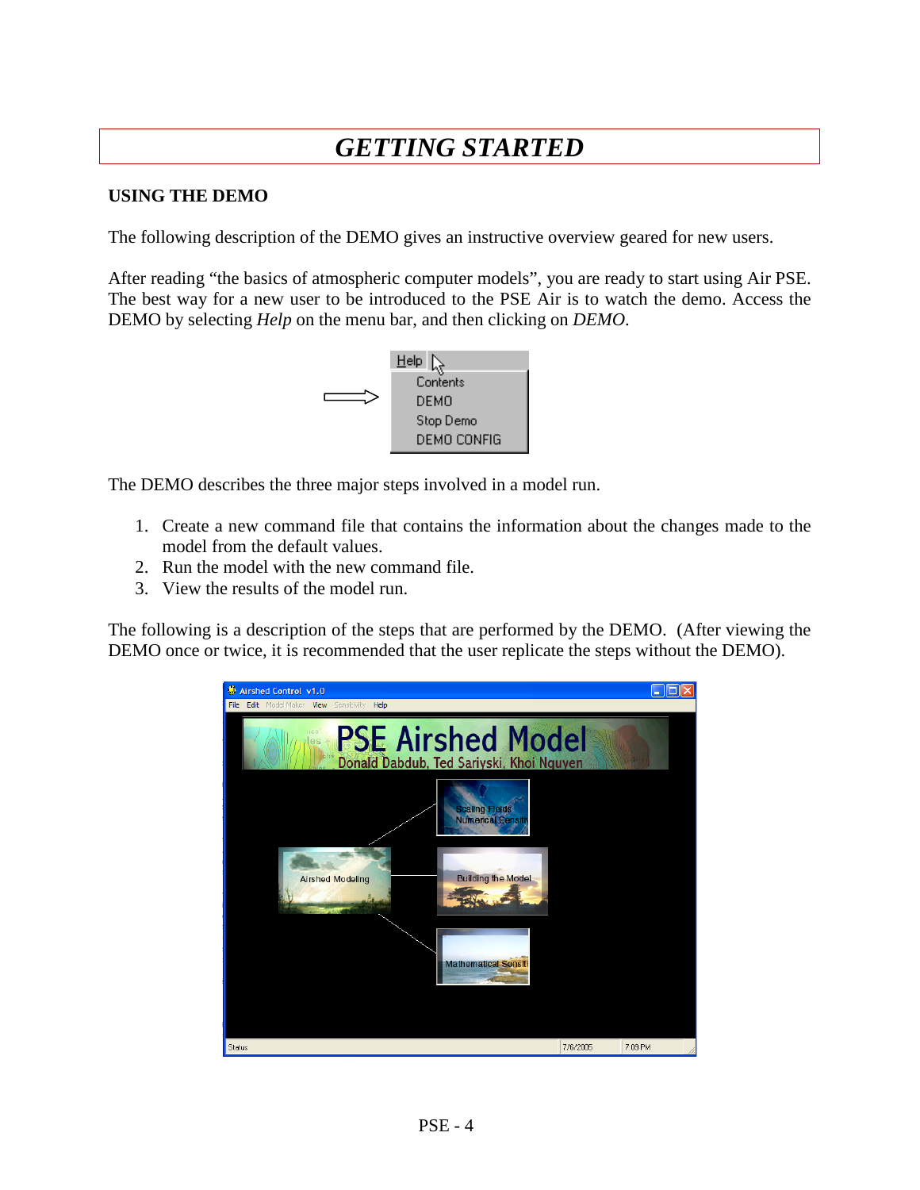# GETTING STARTED

**USING THE DEMO**

The following description of the DEMO gives an instructive overview geared for new users.

After reading "the basics of atmospheric computer models", you are ready to start using Air PSE. The best way for a new user to be introduced to the PSE Air is to watch the demo. Access the DEMO by selecting *Help* on the menu bar, and then clicking on *DEMO*.

The DEMO describes the three major steps involved in a model run.

1. Create a new command file that contains the information about the changes made to the model from the default values.
2. Run the model with the new command file.
3. View the results of the model run.

The following is a description of the steps that are performed by the DEMO. (After viewing the DEMO once or twice, it is recommended that the user replicate the steps without the DEMO).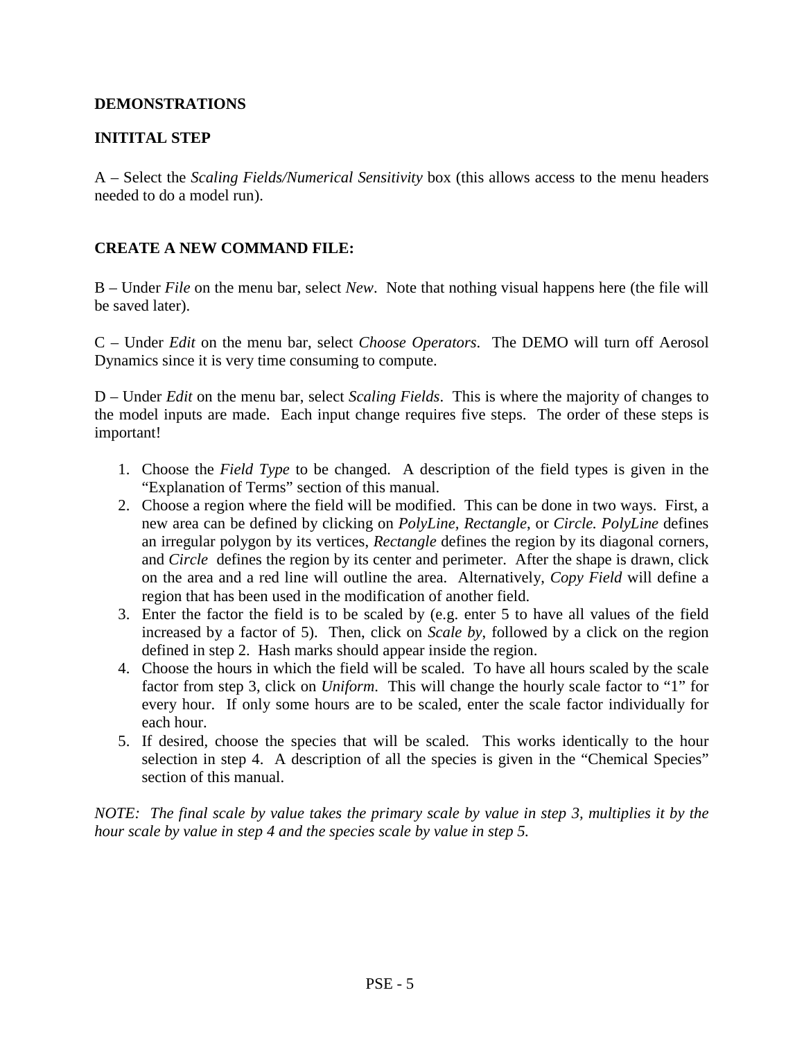## DEMONSTRATIONS

### INITITAL STEP

A – Select the *Scaling Fields/Numerical Sensitivity* box (this allows access to the menu headers needed to do a model run).

### CREATE A NEW COMMAND FILE:

B – Under *File* on the menu bar, select *New*. Note that nothing visual happens here (the file will be saved later).

C – Under *Edit* on the menu bar, select *Choose Operators*. The DEMO will turn off Aerosol Dynamics since it is very time consuming to compute.

D – Under *Edit* on the menu bar, select *Scaling Fields*. This is where the majority of changes to the model inputs are made. Each input change requires five steps. The order of these steps is important!

1. Choose the *Field Type* to be changed. A description of the field types is given in the "Explanation of Terms" section of this manual.
2. Choose a region where the field will be modified. This can be done in two ways. First, a new area can be defined by clicking on *PolyLine, Rectangle*, or *Circle. PolyLine* defines an irregular polygon by its vertices, *Rectangle* defines the region by its diagonal corners, and *Circle* defines the region by its center and perimeter. After the shape is drawn, click on the area and a red line will outline the area. Alternatively, *Copy Field* will define a region that has been used in the modification of another field.
3. Enter the factor the field is to be scaled by (e.g. enter 5 to have all values of the field increased by a factor of 5). Then, click on *Scale by*, followed by a click on the region defined in step 2. Hash marks should appear inside the region.
4. Choose the hours in which the field will be scaled. To have all hours scaled by the scale factor from step 3, click on *Uniform*. This will change the hourly scale factor to "1" for every hour. If only some hours are to be scaled, enter the scale factor individually for each hour.
5. If desired, choose the species that will be scaled. This works identically to the hour selection in step 4. A description of all the species is given in the "Chemical Species" section of this manual.

*NOTE: The final scale by value takes the primary scale by value in step 3, multiplies it by the hour scale by value in step 4 and the species scale by value in step 5.*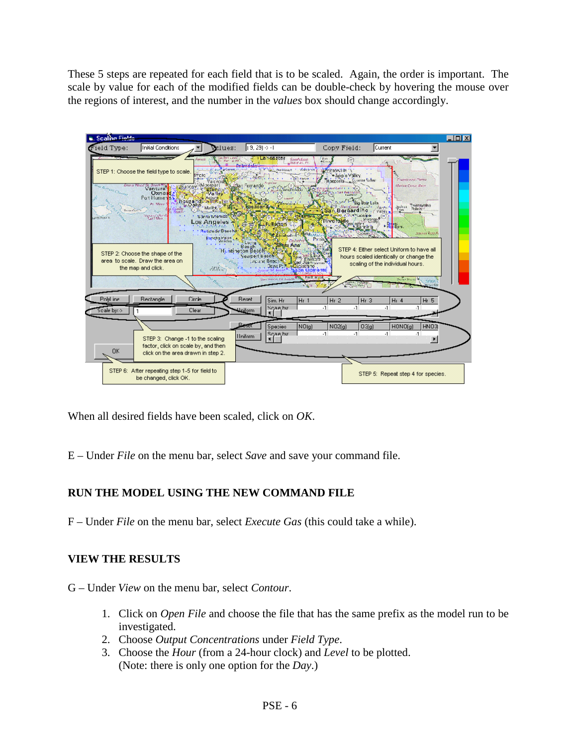These 5 steps are repeated for each field that is to be scaled. Again, the order is important. The scale by value for each of the modified fields can be double-check by hovering the mouse over the regions of interest, and the number in the *values* box should change accordingly.

When all desired fields have been scaled, click on *OK*.

E – Under *File* on the menu bar, select *Save* and save your command file.

## RUN THE MODEL USING THE NEW COMMAND FILE

F – Under *File* on the menu bar, select *Execute Gas* (this could take a while).

## VIEW THE RESULTS

G – Under *View* on the menu bar, select *Contour*.

1. Click on *Open File* and choose the file that has the same prefix as the model run to be investigated.
2. Choose *Output Concentrations* under *Field Type*.
3. Choose the *Hour* (from a 24-hour clock) and *Level* to be plotted. (Note: there is only one option for the *Day*.)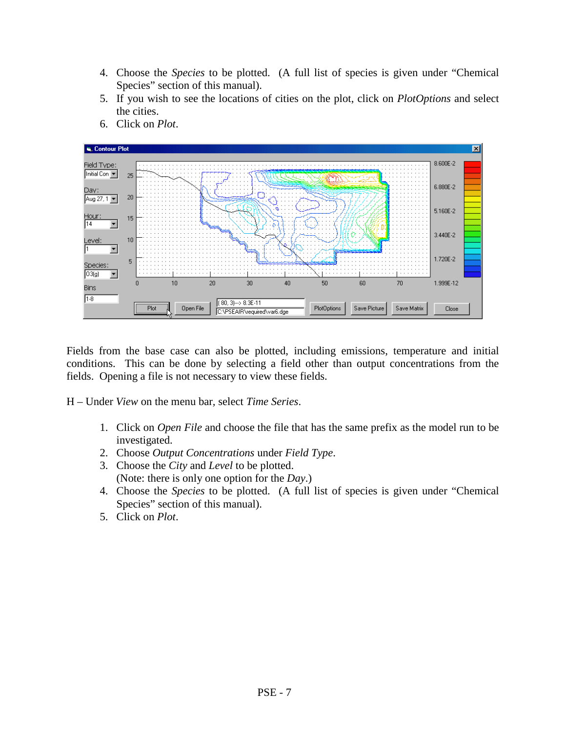4. Choose the *Species* to be plotted. (A full list of species is given under "Chemical Species" section of this manual).
5. If you wish to see the locations of cities on the plot, click on *PlotOptions* and select the cities.
6. Click on *Plot*.

Fields from the base case can also be plotted, including emissions, temperature and initial conditions. This can be done by selecting a field other than output concentrations from the fields. Opening a file is not necessary to view these fields.

H – Under *View* on the menu bar, select *Time Series*.

1. Click on *Open File* and choose the file that has the same prefix as the model run to be investigated.
2. Choose *Output Concentrations* under *Field Type*.
3. Choose the *City* and *Level* to be plotted.
   (Note: there is only one option for the *Day*.)
4. Choose the *Species* to be plotted. (A full list of species is given under "Chemical Species" section of this manual).
5. Click on *Plot*.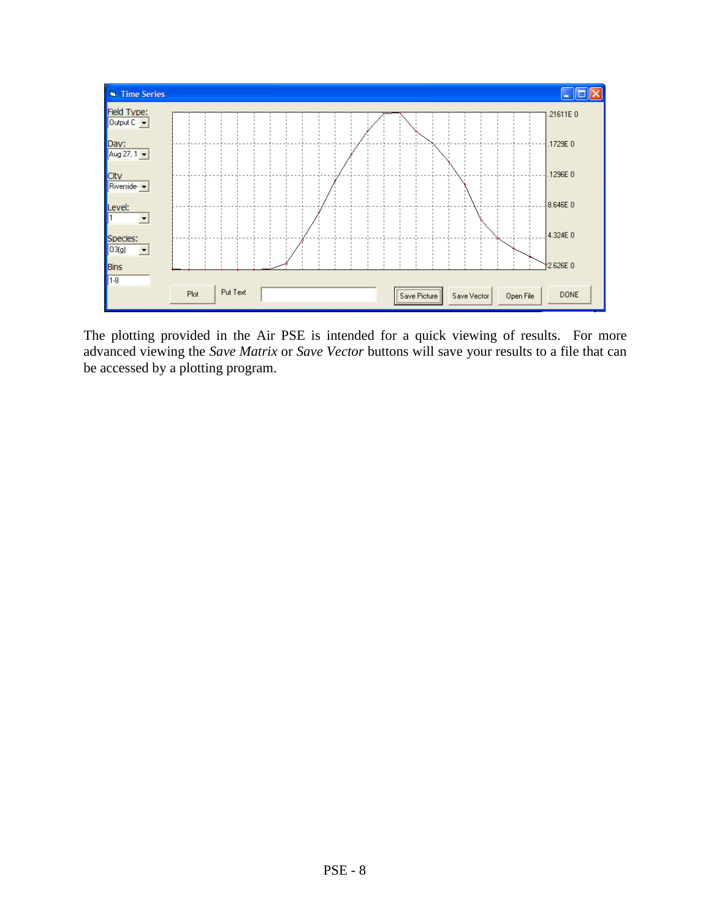The plotting provided in the Air PSE is intended for a quick viewing of results. For more advanced viewing the *Save Matrix* or *Save Vector* buttons will save your results to a file that can be accessed by a plotting program.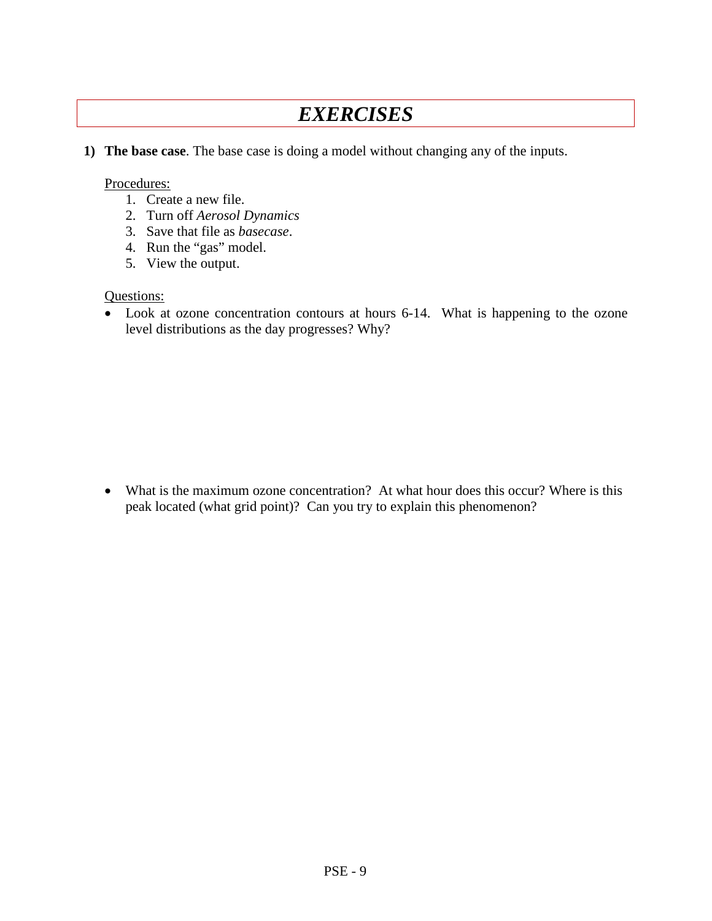# *EXERCISES*

1) **The base case**. The base case is doing a model without changing any of the inputs.

   Procedures:

   1. Create a new file.
   2. Turn off *Aerosol Dynamics*
   3. Save that file as *basecase*.
   4. Run the "gas" model.
   5. View the output.

   Questions:

   - Look at ozone concentration contours at hours 6-14. What is happening to the ozone level distributions as the day progresses? Why?

   - What is the maximum ozone concentration? At what hour does this occur? Where is this peak located (what grid point)? Can you try to explain this phenomenon?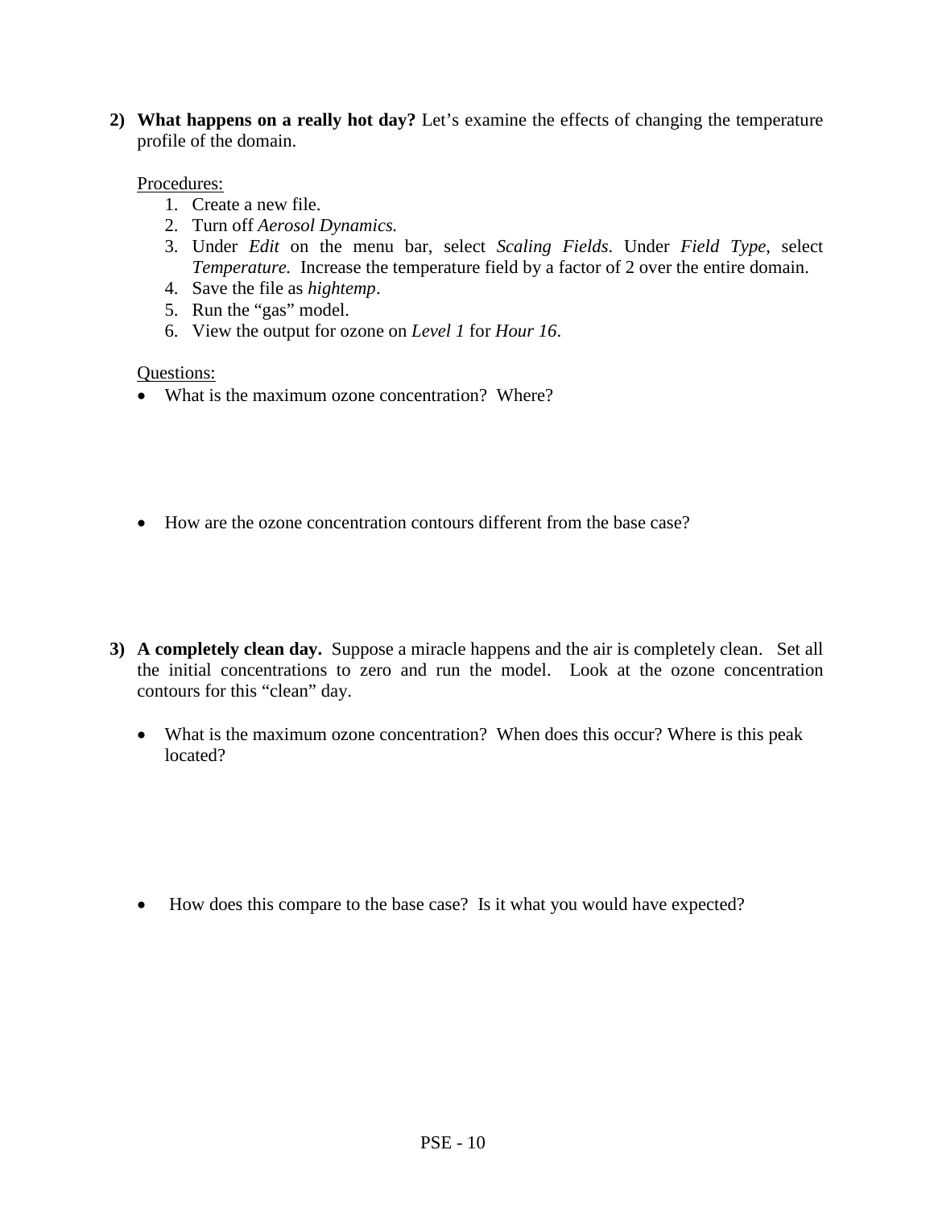2) **What happens on a really hot day?** Let's examine the effects of changing the temperature profile of the domain.

   Procedures:
   1. Create a new file.
   2. Turn off *Aerosol Dynamics.*
   3. Under *Edit* on the menu bar, select *Scaling Fields*. Under *Field Type*, select *Temperature.* Increase the temperature field by a factor of 2 over the entire domain.
   4. Save the file as *hightemp*.
   5. Run the "gas" model.
   6. View the output for ozone on *Level 1* for *Hour 16*.

   Questions:
   - What is the maximum ozone concentration? Where?

   - How are the ozone concentration contours different from the base case?

3) **A completely clean day.** Suppose a miracle happens and the air is completely clean. Set all the initial concentrations to zero and run the model. Look at the ozone concentration contours for this "clean" day.

   - What is the maximum ozone concentration? When does this occur? Where is this peak located?

   - How does this compare to the base case? Is it what you would have expected?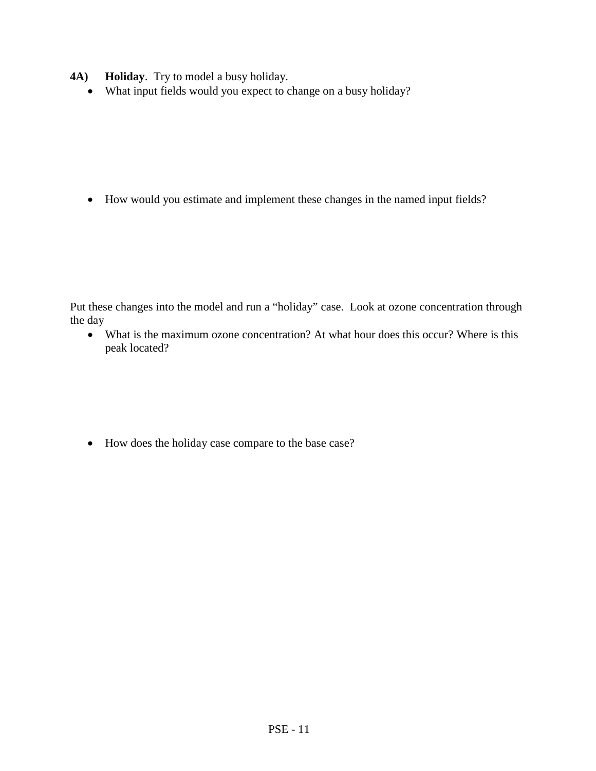**4A) Holiday**. Try to model a busy holiday.

- What input fields would you expect to change on a busy holiday?

- How would you estimate and implement these changes in the named input fields?

Put these changes into the model and run a "holiday" case. Look at ozone concentration through the day

- What is the maximum ozone concentration? At what hour does this occur? Where is this peak located?

- How does the holiday case compare to the base case?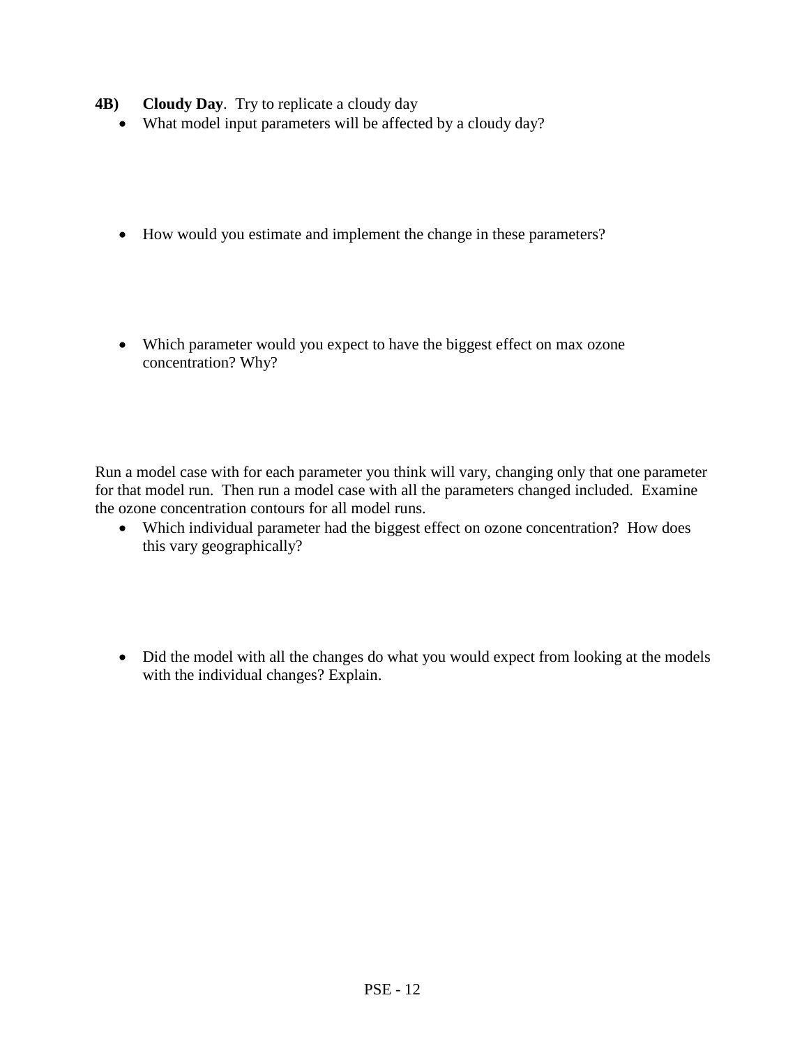**4B) Cloudy Day**. Try to replicate a cloudy day

- What model input parameters will be affected by a cloudy day?

- How would you estimate and implement the change in these parameters?

- Which parameter would you expect to have the biggest effect on max ozone concentration? Why?

Run a model case with for each parameter you think will vary, changing only that one parameter for that model run. Then run a model case with all the parameters changed included. Examine the ozone concentration contours for all model runs.

- Which individual parameter had the biggest effect on ozone concentration? How does this vary geographically?

- Did the model with all the changes do what you would expect from looking at the models with the individual changes? Explain.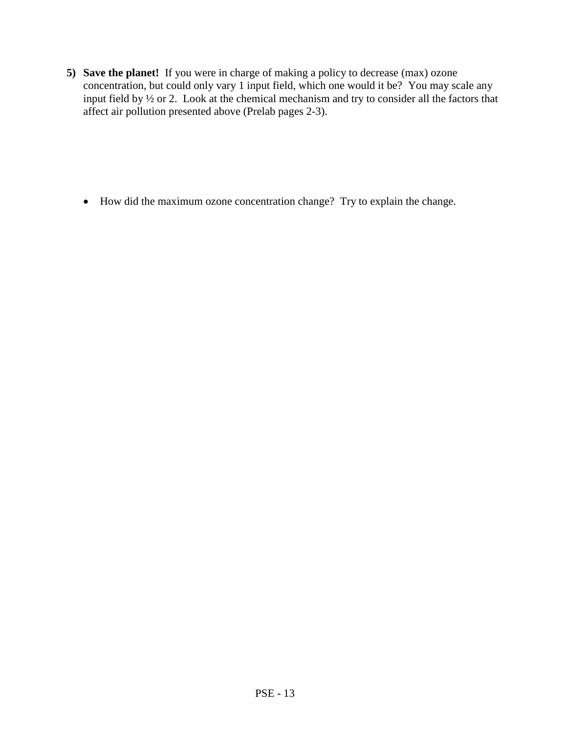5) **Save the planet!** If you were in charge of making a policy to decrease (max) ozone concentration, but could only vary 1 input field, which one would it be? You may scale any input field by ½ or 2. Look at the chemical mechanism and try to consider all the factors that affect air pollution presented above (Prelab pages 2-3).

- How did the maximum ozone concentration change? Try to explain the change.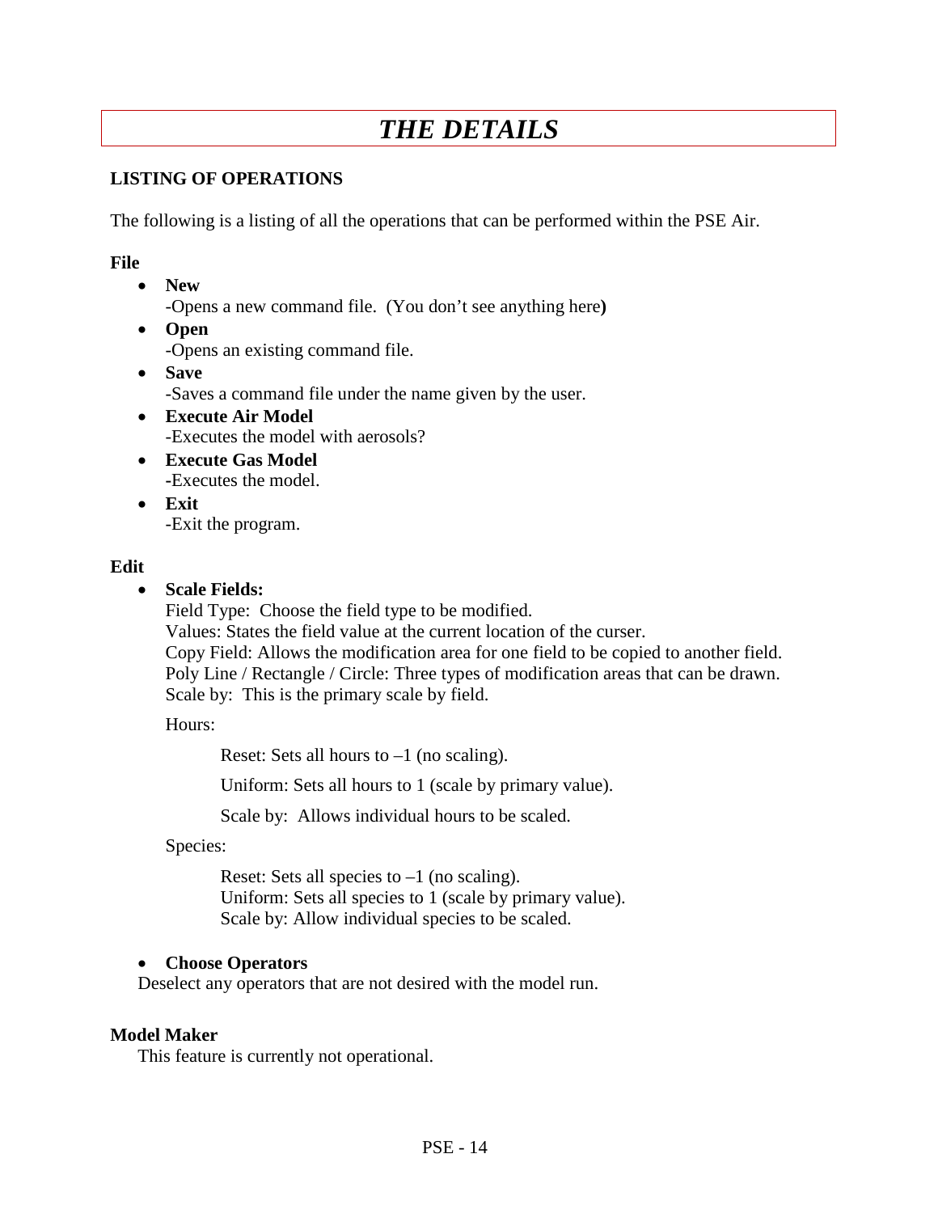# *THE DETAILS*

**LISTING OF OPERATIONS**

The following is a listing of all the operations that can be performed within the PSE Air.

**File**

- **New**
  -Opens a new command file. (You don't see anything here**)**
- **Open**
  -Opens an existing command file.
- **Save**
  -Saves a command file under the name given by the user.
- **Execute Air Model**
  -Executes the model with aerosols?
- **Execute Gas Model**
  **-**Executes the model.
- **Exit**
  -Exit the program.

**Edit**

- **Scale Fields:**
  Field Type: Choose the field type to be modified.
  Values: States the field value at the current location of the curser.
  Copy Field: Allows the modification area for one field to be copied to another field.
  Poly Line / Rectangle / Circle: Three types of modification areas that can be drawn.
  Scale by: This is the primary scale by field.

  Hours:

  Reset: Sets all hours to –1 (no scaling).

  Uniform: Sets all hours to 1 (scale by primary value).

  Scale by: Allows individual hours to be scaled.

  Species:

  Reset: Sets all species to –1 (no scaling).
  Uniform: Sets all species to 1 (scale by primary value).
  Scale by: Allow individual species to be scaled.

- **Choose Operators**

Deselect any operators that are not desired with the model run.

**Model Maker**

This feature is currently not operational.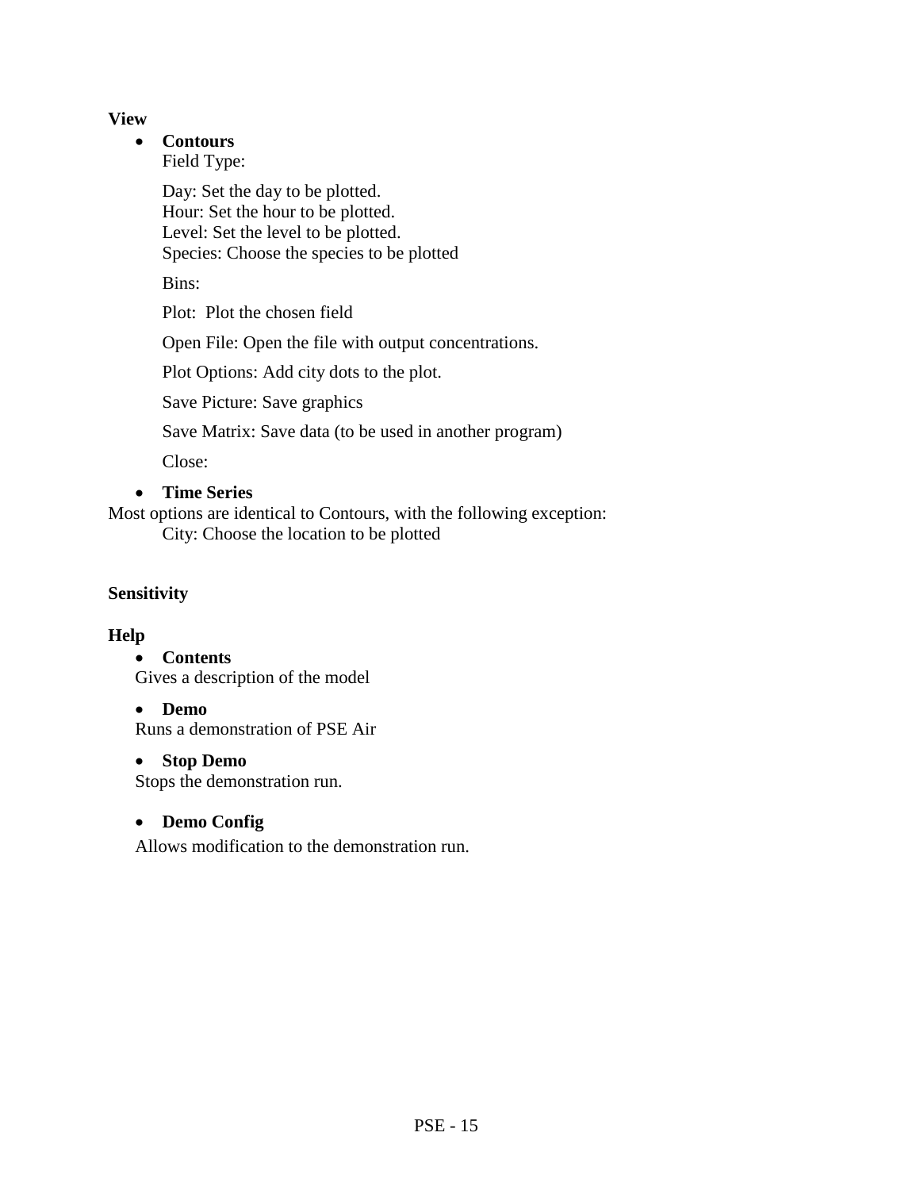**View**

- **Contours**

  Field Type:

  Day: Set the day to be plotted.
  Hour: Set the hour to be plotted.
  Level: Set the level to be plotted.
  Species: Choose the species to be plotted

  Bins:

  Plot: Plot the chosen field

  Open File: Open the file with output concentrations.

  Plot Options: Add city dots to the plot.

  Save Picture: Save graphics

  Save Matrix: Save data (to be used in another program)

  Close:

- **Time Series**

Most options are identical to Contours, with the following exception:
  City: Choose the location to be plotted

**Sensitivity**

**Help**

- **Contents**

  Gives a description of the model

- **Demo**

  Runs a demonstration of PSE Air

- **Stop Demo**

  Stops the demonstration run.

- **Demo Config**

  Allows modification to the demonstration run.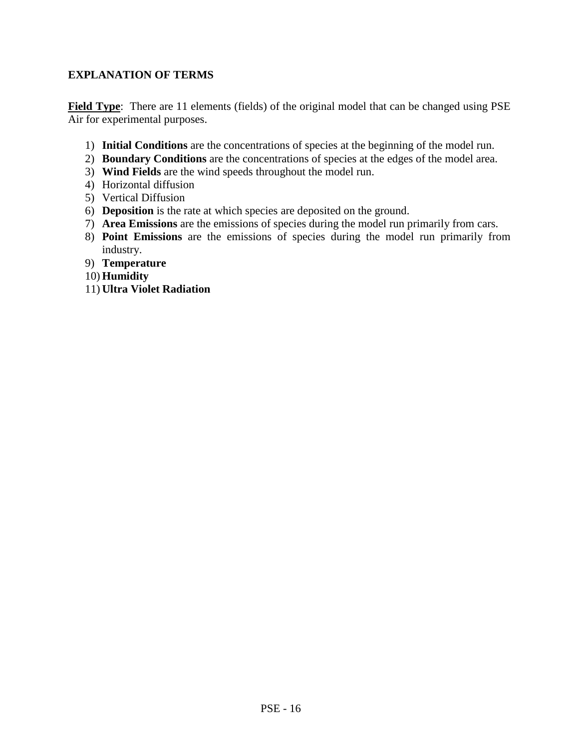**EXPLANATION OF TERMS**

**Field Type**: There are 11 elements (fields) of the original model that can be changed using PSE Air for experimental purposes.

1) **Initial Conditions** are the concentrations of species at the beginning of the model run.
2) **Boundary Conditions** are the concentrations of species at the edges of the model area.
3) **Wind Fields** are the wind speeds throughout the model run.
4) Horizontal diffusion
5) Vertical Diffusion
6) **Deposition** is the rate at which species are deposited on the ground.
7) **Area Emissions** are the emissions of species during the model run primarily from cars.
8) **Point Emissions** are the emissions of species during the model run primarily from industry.
9) **Temperature**
10) **Humidity**
11) **Ultra Violet Radiation**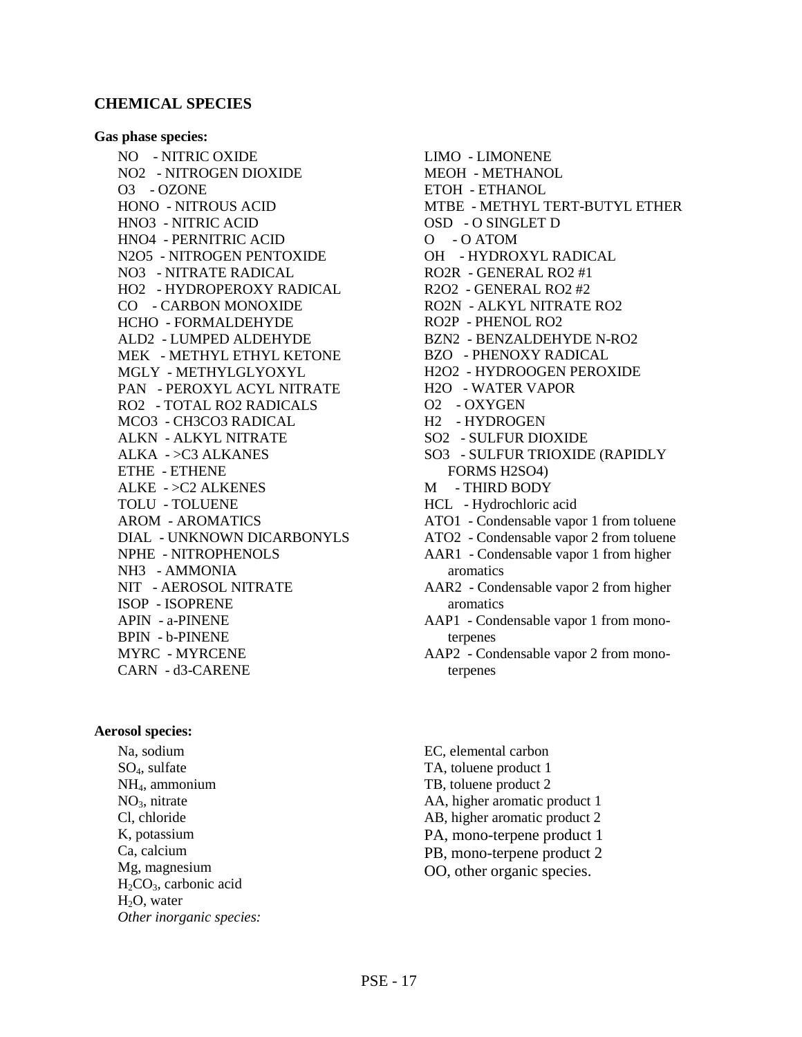## CHEMICAL SPECIES

**Gas phase species:**

- NO - NITRIC OXIDE
- NO2 - NITROGEN DIOXIDE
- O3 - OZONE
- HONO - NITROUS ACID
- HNO3 - NITRIC ACID
- HNO4 - PERNITRIC ACID
- N2O5 - NITROGEN PENTOXIDE
- NO3 - NITRATE RADICAL
- HO2 - HYDROPEROXY RADICAL
- CO - CARBON MONOXIDE
- HCHO - FORMALDEHYDE
- ALD2 - LUMPED ALDEHYDE
- MEK - METHYL ETHYL KETONE
- MGLY - METHYLGLYOXYL
- PAN - PEROXYL ACYL NITRATE
- RO2 - TOTAL RO2 RADICALS
- MCO3 - CH3CO3 RADICAL
- ALKN - ALKYL NITRATE
- ALKA - >C3 ALKANES
- ETHE - ETHENE
- ALKE - >C2 ALKENES
- TOLU - TOLUENE
- AROM - AROMATICS
- DIAL - UNKNOWN DICARBONYLS
- NPHE - NITROPHENOLS
- NH3 - AMMONIA
- NIT - AEROSOL NITRATE
- ISOP - ISOPRENE
- APIN - a-PINENE
- BPIN - b-PINENE
- MYRC - MYRCENE
- CARN - d3-CARENE
- LIMO - LIMONENE
- MEOH - METHANOL
- ETOH - ETHANOL
- MTBE - METHYL TERT-BUTYL ETHER
- OSD - O SINGLET D
- O - O ATOM
- OH - HYDROXYL RADICAL
- RO2R - GENERAL RO2 #1
- R2O2 - GENERAL RO2 #2
- RO2N - ALKYL NITRATE RO2
- RO2P - PHENOL RO2
- BZN2 - BENZALDEHYDE N-RO2
- BZO - PHENOXY RADICAL
- H2O2 - HYDROOGEN PEROXIDE
- H2O - WATER VAPOR
- O2 - OXYGEN
- H2 - HYDROGEN
- SO2 - SULFUR DIOXIDE
- SO3 - SULFUR TRIOXIDE (RAPIDLY FORMS H2SO4)
- M - THIRD BODY
- HCL - Hydrochloric acid
- ATO1 - Condensable vapor 1 from toluene
- ATO2 - Condensable vapor 2 from toluene
- AAR1 - Condensable vapor 1 from higher aromatics
- AAR2 - Condensable vapor 2 from higher aromatics
- AAP1 - Condensable vapor 1 from mono-terpenes
- AAP2 - Condensable vapor 2 from mono-terpenes

**Aerosol species:**

- Na, sodium
- $SO_4$, sulfate
- $NH_4$, ammonium
- $NO_3$, nitrate
- Cl, chloride
- K, potassium
- Ca, calcium
- Mg, magnesium
- $H_2CO_3$, carbonic acid
- $H_2O$, water
- *Other inorganic species:*
- EC, elemental carbon
- TA, toluene product 1
- TB, toluene product 2
- AA, higher aromatic product 1
- AB, higher aromatic product 2
- PA, mono-terpene product 1
- PB, mono-terpene product 2
- OO, other organic species.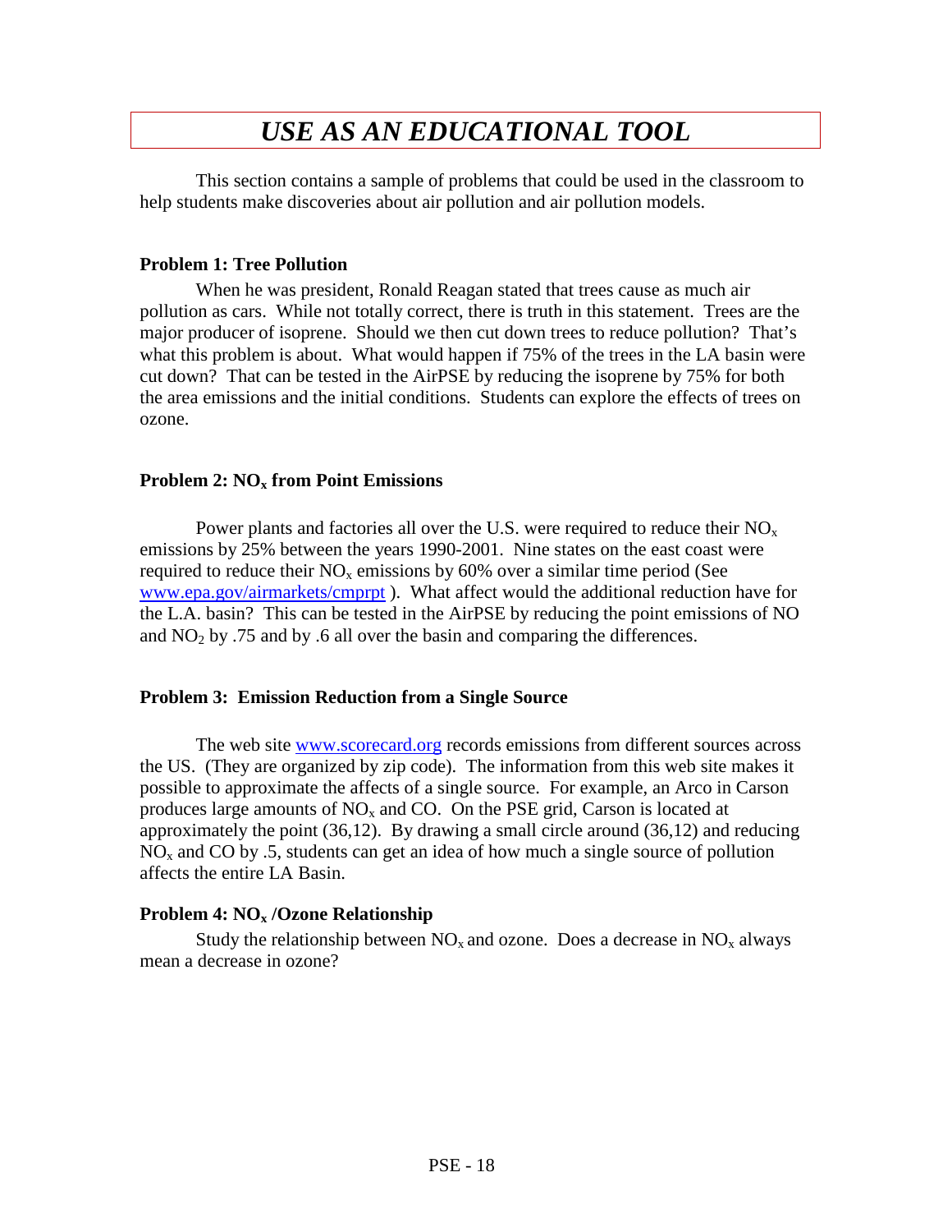# *USE AS AN EDUCATIONAL TOOL*

This section contains a sample of problems that could be used in the classroom to help students make discoveries about air pollution and air pollution models.

**Problem 1: Tree Pollution**

When he was president, Ronald Reagan stated that trees cause as much air pollution as cars. While not totally correct, there is truth in this statement. Trees are the major producer of isoprene. Should we then cut down trees to reduce pollution? That's what this problem is about. What would happen if 75% of the trees in the LA basin were cut down? That can be tested in the AirPSE by reducing the isoprene by 75% for both the area emissions and the initial conditions. Students can explore the effects of trees on ozone.

**Problem 2: $NO_x$ from Point Emissions**

Power plants and factories all over the U.S. were required to reduce their $NO_x$ emissions by 25% between the years 1990-2001. Nine states on the east coast were required to reduce their $NO_x$ emissions by 60% over a similar time period (See www.epa.gov/airmarkets/cmprpt ). What affect would the additional reduction have for the L.A. basin? This can be tested in the AirPSE by reducing the point emissions of NO and $NO_2$ by .75 and by .6 all over the basin and comparing the differences.

**Problem 3: Emission Reduction from a Single Source**

The web site www.scorecard.org records emissions from different sources across the US. (They are organized by zip code). The information from this web site makes it possible to approximate the affects of a single source. For example, an Arco in Carson produces large amounts of $NO_x$ and CO. On the PSE grid, Carson is located at approximately the point (36,12). By drawing a small circle around (36,12) and reducing $NO_x$ and CO by .5, students can get an idea of how much a single source of pollution affects the entire LA Basin.

**Problem 4: $NO_x$ /Ozone Relationship**

Study the relationship between $NO_x$ and ozone. Does a decrease in $NO_x$ always mean a decrease in ozone?